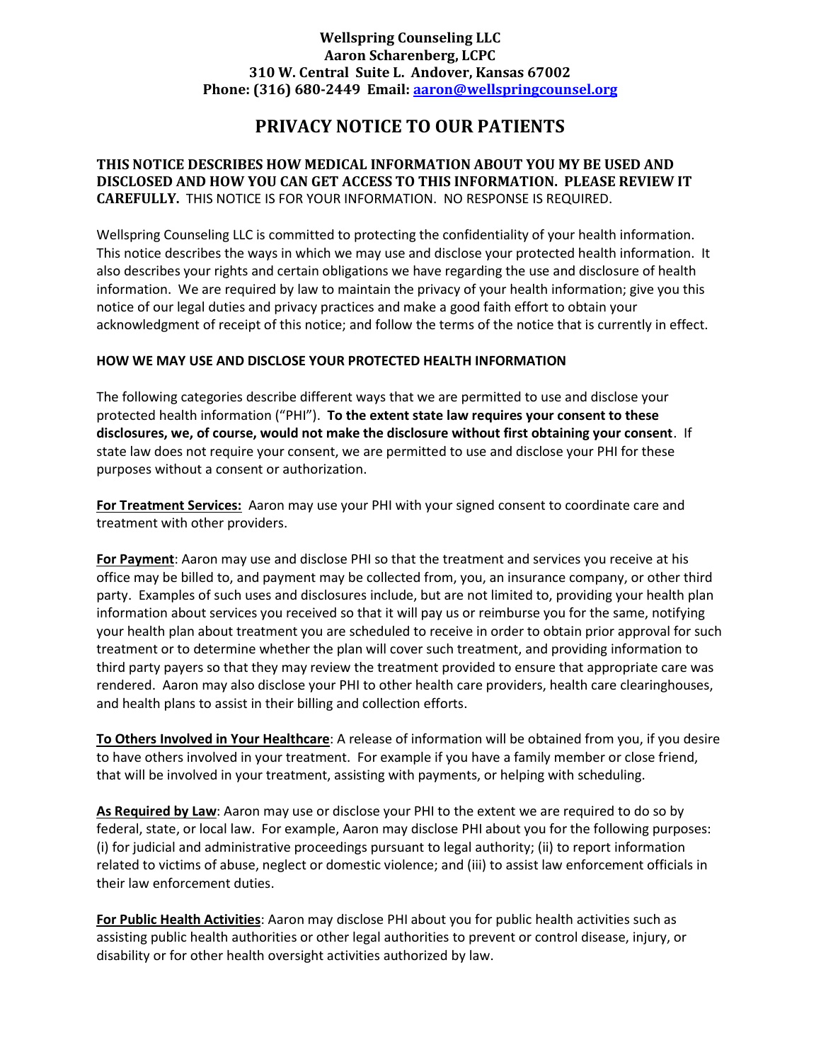**Wellspring Counseling LLC**
**Aaron Scharenberg, LCPC**
**310 W. Central Suite L. Andover, Kansas 67002**
**Phone: (316) 680-2449 Email: aaron@wellspringcounsel.org**

# PRIVACY NOTICE TO OUR PATIENTS

**THIS NOTICE DESCRIBES HOW MEDICAL INFORMATION ABOUT YOU MY BE USED AND DISCLOSED AND HOW YOU CAN GET ACCESS TO THIS INFORMATION. PLEASE REVIEW IT CAREFULLY.** THIS NOTICE IS FOR YOUR INFORMATION. NO RESPONSE IS REQUIRED.

Wellspring Counseling LLC is committed to protecting the confidentiality of your health information. This notice describes the ways in which we may use and disclose your protected health information. It also describes your rights and certain obligations we have regarding the use and disclosure of health information. We are required by law to maintain the privacy of your health information; give you this notice of our legal duties and privacy practices and make a good faith effort to obtain your acknowledgment of receipt of this notice; and follow the terms of the notice that is currently in effect.

**HOW WE MAY USE AND DISCLOSE YOUR PROTECTED HEALTH INFORMATION**

The following categories describe different ways that we are permitted to use and disclose your protected health information ("PHI"). **To the extent state law requires your consent to these disclosures, we, of course, would not make the disclosure without first obtaining your consent**. If state law does not require your consent, we are permitted to use and disclose your PHI for these purposes without a consent or authorization.

**For Treatment Services:** Aaron may use your PHI with your signed consent to coordinate care and treatment with other providers.

**For Payment**: Aaron may use and disclose PHI so that the treatment and services you receive at his office may be billed to, and payment may be collected from, you, an insurance company, or other third party. Examples of such uses and disclosures include, but are not limited to, providing your health plan information about services you received so that it will pay us or reimburse you for the same, notifying your health plan about treatment you are scheduled to receive in order to obtain prior approval for such treatment or to determine whether the plan will cover such treatment, and providing information to third party payers so that they may review the treatment provided to ensure that appropriate care was rendered. Aaron may also disclose your PHI to other health care providers, health care clearinghouses, and health plans to assist in their billing and collection efforts.

**To Others Involved in Your Healthcare**: A release of information will be obtained from you, if you desire to have others involved in your treatment. For example if you have a family member or close friend, that will be involved in your treatment, assisting with payments, or helping with scheduling.

**As Required by Law**: Aaron may use or disclose your PHI to the extent we are required to do so by federal, state, or local law. For example, Aaron may disclose PHI about you for the following purposes: (i) for judicial and administrative proceedings pursuant to legal authority; (ii) to report information related to victims of abuse, neglect or domestic violence; and (iii) to assist law enforcement officials in their law enforcement duties.

**For Public Health Activities**: Aaron may disclose PHI about you for public health activities such as assisting public health authorities or other legal authorities to prevent or control disease, injury, or disability or for other health oversight activities authorized by law.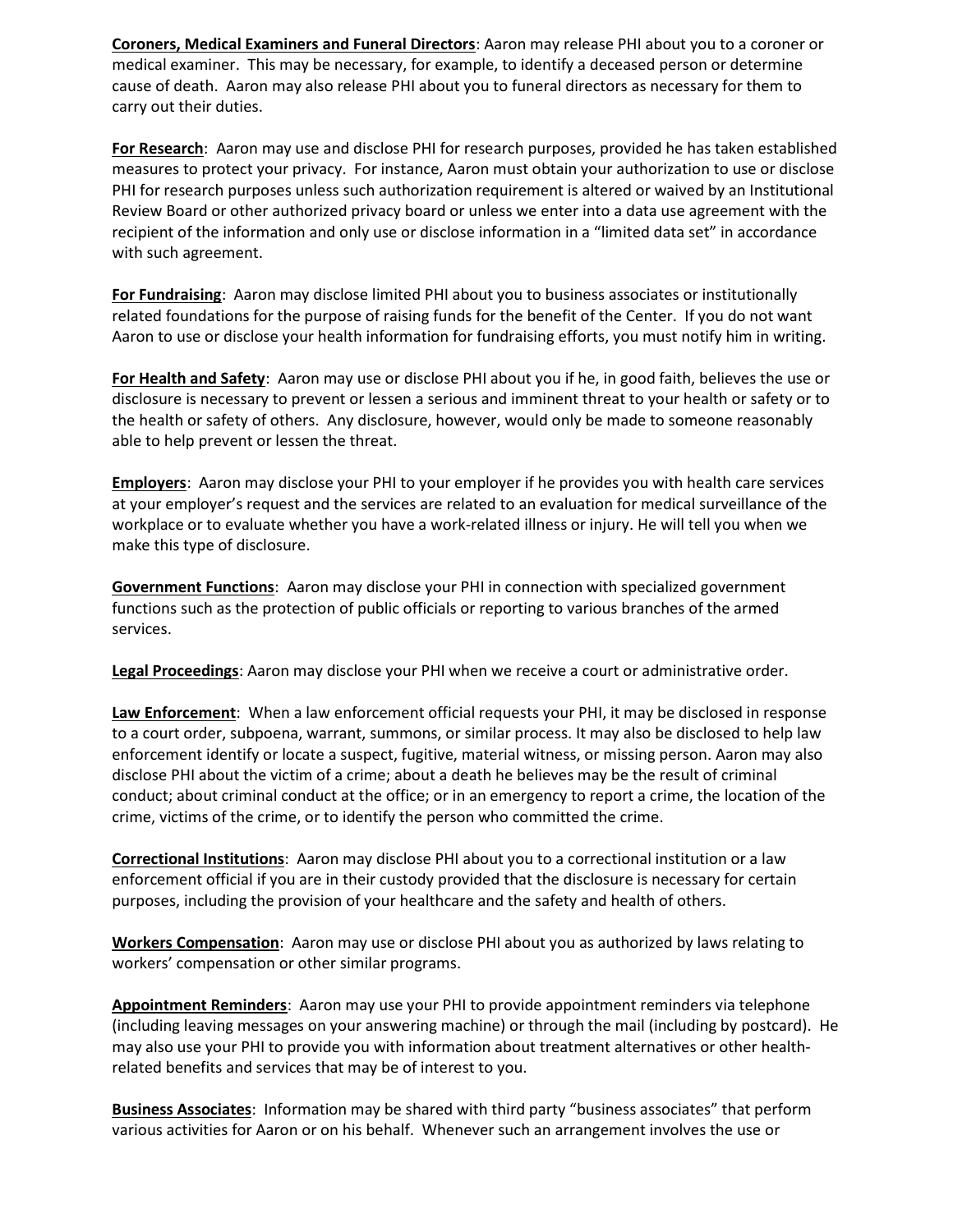**<u>Coroners, Medical Examiners and Funeral Directors</u>**: Aaron may release PHI about you to a coroner or medical examiner. This may be necessary, for example, to identify a deceased person or determine cause of death. Aaron may also release PHI about you to funeral directors as necessary for them to carry out their duties.

**<u>For Research</u>**: Aaron may use and disclose PHI for research purposes, provided he has taken established measures to protect your privacy. For instance, Aaron must obtain your authorization to use or disclose PHI for research purposes unless such authorization requirement is altered or waived by an Institutional Review Board or other authorized privacy board or unless we enter into a data use agreement with the recipient of the information and only use or disclose information in a "limited data set" in accordance with such agreement.

**<u>For Fundraising</u>**: Aaron may disclose limited PHI about you to business associates or institutionally related foundations for the purpose of raising funds for the benefit of the Center. If you do not want Aaron to use or disclose your health information for fundraising efforts, you must notify him in writing.

**<u>For Health and Safety</u>**: Aaron may use or disclose PHI about you if he, in good faith, believes the use or disclosure is necessary to prevent or lessen a serious and imminent threat to your health or safety or to the health or safety of others. Any disclosure, however, would only be made to someone reasonably able to help prevent or lessen the threat.

**<u>Employers</u>**: Aaron may disclose your PHI to your employer if he provides you with health care services at your employer's request and the services are related to an evaluation for medical surveillance of the workplace or to evaluate whether you have a work-related illness or injury. He will tell you when we make this type of disclosure.

**<u>Government Functions</u>**: Aaron may disclose your PHI in connection with specialized government functions such as the protection of public officials or reporting to various branches of the armed services.

**<u>Legal Proceedings</u>**: Aaron may disclose your PHI when we receive a court or administrative order.

**<u>Law Enforcement</u>**: When a law enforcement official requests your PHI, it may be disclosed in response to a court order, subpoena, warrant, summons, or similar process. It may also be disclosed to help law enforcement identify or locate a suspect, fugitive, material witness, or missing person. Aaron may also disclose PHI about the victim of a crime; about a death he believes may be the result of criminal conduct; about criminal conduct at the office; or in an emergency to report a crime, the location of the crime, victims of the crime, or to identify the person who committed the crime.

**<u>Correctional Institutions</u>**: Aaron may disclose PHI about you to a correctional institution or a law enforcement official if you are in their custody provided that the disclosure is necessary for certain purposes, including the provision of your healthcare and the safety and health of others.

**<u>Workers Compensation</u>**: Aaron may use or disclose PHI about you as authorized by laws relating to workers' compensation or other similar programs.

**<u>Appointment Reminders</u>**: Aaron may use your PHI to provide appointment reminders via telephone (including leaving messages on your answering machine) or through the mail (including by postcard). He may also use your PHI to provide you with information about treatment alternatives or other health-related benefits and services that may be of interest to you.

**<u>Business Associates</u>**: Information may be shared with third party "business associates" that perform various activities for Aaron or on his behalf. Whenever such an arrangement involves the use or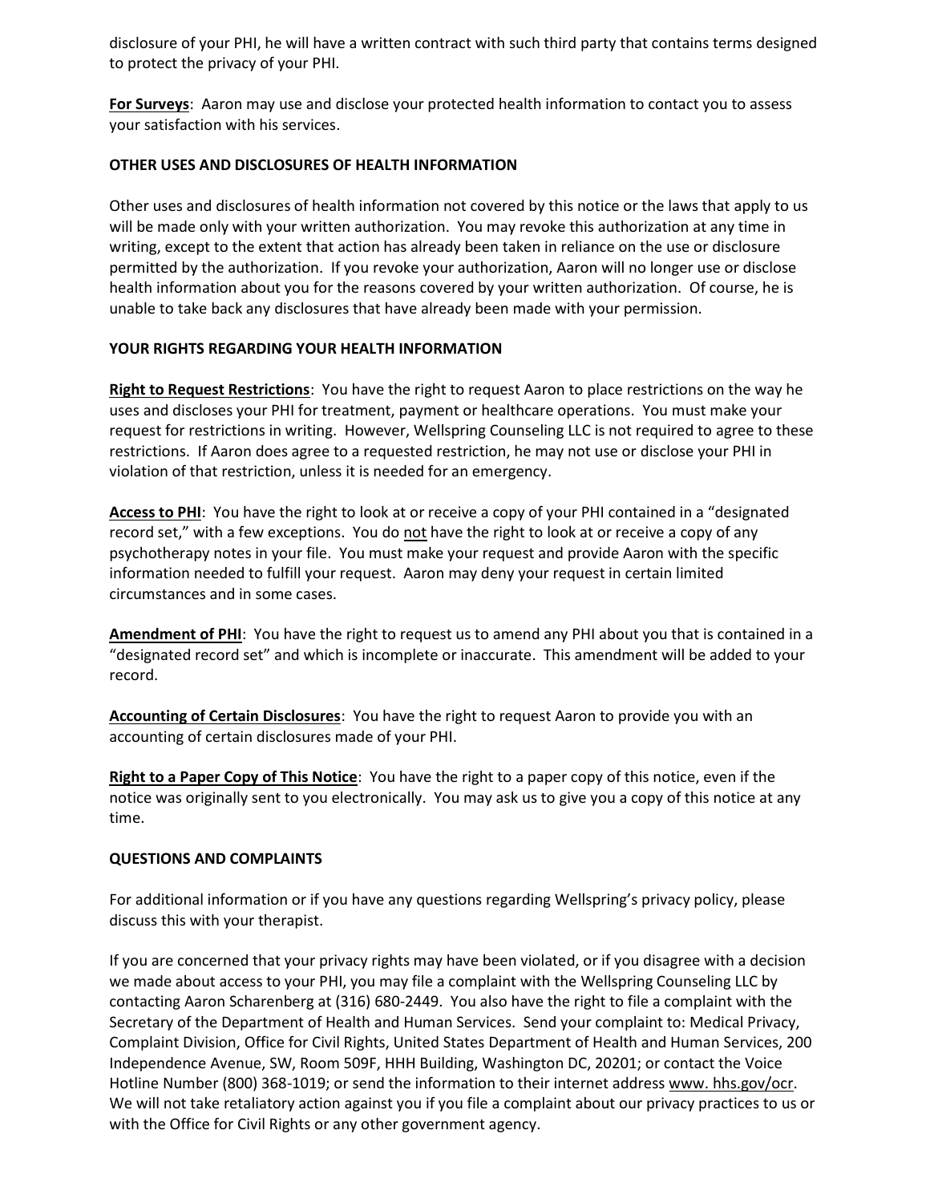disclosure of your PHI, he will have a written contract with such third party that contains terms designed to protect the privacy of your PHI.

**For Surveys**: Aaron may use and disclose your protected health information to contact you to assess your satisfaction with his services.

**OTHER USES AND DISCLOSURES OF HEALTH INFORMATION**

Other uses and disclosures of health information not covered by this notice or the laws that apply to us will be made only with your written authorization. You may revoke this authorization at any time in writing, except to the extent that action has already been taken in reliance on the use or disclosure permitted by the authorization. If you revoke your authorization, Aaron will no longer use or disclose health information about you for the reasons covered by your written authorization. Of course, he is unable to take back any disclosures that have already been made with your permission.

**YOUR RIGHTS REGARDING YOUR HEALTH INFORMATION**

**Right to Request Restrictions**: You have the right to request Aaron to place restrictions on the way he uses and discloses your PHI for treatment, payment or healthcare operations. You must make your request for restrictions in writing. However, Wellspring Counseling LLC is not required to agree to these restrictions. If Aaron does agree to a requested restriction, he may not use or disclose your PHI in violation of that restriction, unless it is needed for an emergency.

**Access to PHI**: You have the right to look at or receive a copy of your PHI contained in a "designated record set," with a few exceptions. You do not have the right to look at or receive a copy of any psychotherapy notes in your file. You must make your request and provide Aaron with the specific information needed to fulfill your request. Aaron may deny your request in certain limited circumstances and in some cases.

**Amendment of PHI**: You have the right to request us to amend any PHI about you that is contained in a "designated record set" and which is incomplete or inaccurate. This amendment will be added to your record.

**Accounting of Certain Disclosures**: You have the right to request Aaron to provide you with an accounting of certain disclosures made of your PHI.

**Right to a Paper Copy of This Notice**: You have the right to a paper copy of this notice, even if the notice was originally sent to you electronically. You may ask us to give you a copy of this notice at any time.

**QUESTIONS AND COMPLAINTS**

For additional information or if you have any questions regarding Wellspring's privacy policy, please discuss this with your therapist.

If you are concerned that your privacy rights may have been violated, or if you disagree with a decision we made about access to your PHI, you may file a complaint with the Wellspring Counseling LLC by contacting Aaron Scharenberg at (316) 680-2449. You also have the right to file a complaint with the Secretary of the Department of Health and Human Services. Send your complaint to: Medical Privacy, Complaint Division, Office for Civil Rights, United States Department of Health and Human Services, 200 Independence Avenue, SW, Room 509F, HHH Building, Washington DC, 20201; or contact the Voice Hotline Number (800) 368-1019; or send the information to their internet address www. hhs.gov/ocr. We will not take retaliatory action against you if you file a complaint about our privacy practices to us or with the Office for Civil Rights or any other government agency.